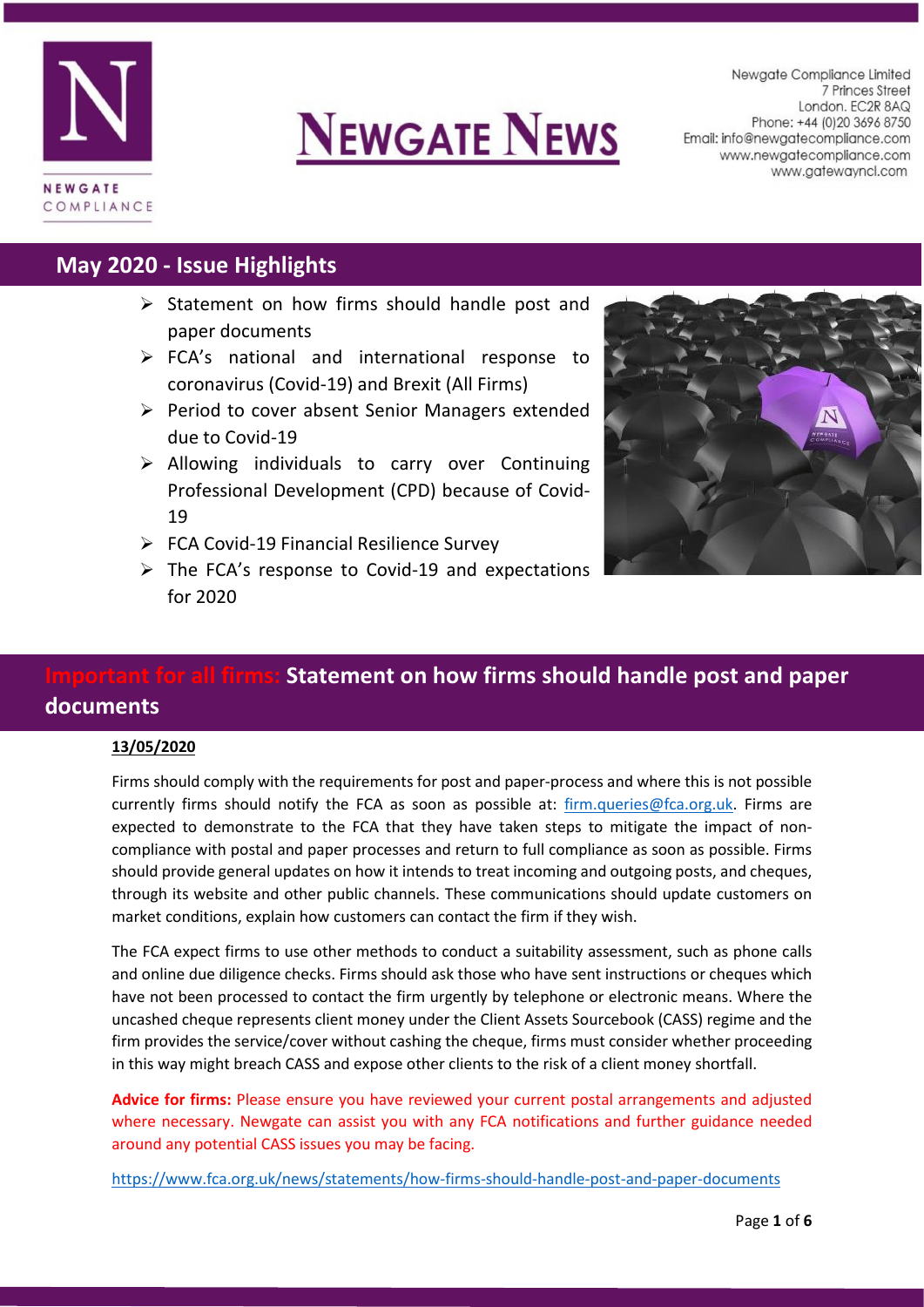# NEWGATE NEWS

Newgate Compliance Limited
7 Princes Street
London. EC2R 8AQ
Phone: +44 (0)20 3696 8750
Email: info@newgatecompliance.com
www.newgatecompliance.com
www.gatewayncl.com

## May 2020 - Issue Highlights

- Statement on how firms should handle post and paper documents
- FCA's national and international response to coronavirus (Covid-19) and Brexit (All Firms)
- Period to cover absent Senior Managers extended due to Covid-19
- Allowing individuals to carry over Continuing Professional Development (CPD) because of Covid-19
- FCA Covid-19 Financial Resilience Survey
- The FCA's response to Covid-19 and expectations for 2020

## Important for all firms: Statement on how firms should handle post and paper documents

**13/05/2020**

Firms should comply with the requirements for post and paper-process and where this is not possible currently firms should notify the FCA as soon as possible at: firm.queries@fca.org.uk. Firms are expected to demonstrate to the FCA that they have taken steps to mitigate the impact of non-compliance with postal and paper processes and return to full compliance as soon as possible. Firms should provide general updates on how it intends to treat incoming and outgoing posts, and cheques, through its website and other public channels. These communications should update customers on market conditions, explain how customers can contact the firm if they wish.

The FCA expect firms to use other methods to conduct a suitability assessment, such as phone calls and online due diligence checks. Firms should ask those who have sent instructions or cheques which have not been processed to contact the firm urgently by telephone or electronic means. Where the uncashed cheque represents client money under the Client Assets Sourcebook (CASS) regime and the firm provides the service/cover without cashing the cheque, firms must consider whether proceeding in this way might breach CASS and expose other clients to the risk of a client money shortfall.

**Advice for firms:** Please ensure you have reviewed your current postal arrangements and adjusted where necessary. Newgate can assist you with any FCA notifications and further guidance needed around any potential CASS issues you may be facing.

https://www.fca.org.uk/news/statements/how-firms-should-handle-post-and-paper-documents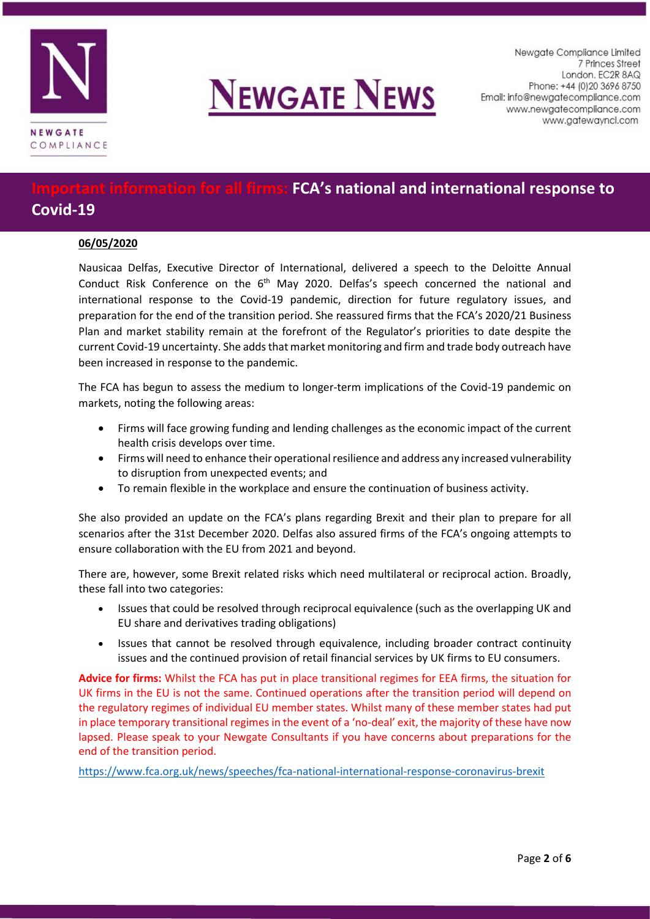## Important information for all firms: FCA's national and international response to Covid-19

**06/05/2020**

Nausicaa Delfas, Executive Director of International, delivered a speech to the Deloitte Annual Conduct Risk Conference on the 6th May 2020. Delfas's speech concerned the national and international response to the Covid-19 pandemic, direction for future regulatory issues, and preparation for the end of the transition period. She reassured firms that the FCA's 2020/21 Business Plan and market stability remain at the forefront of the Regulator's priorities to date despite the current Covid-19 uncertainty. She adds that market monitoring and firm and trade body outreach have been increased in response to the pandemic.

The FCA has begun to assess the medium to longer-term implications of the Covid-19 pandemic on markets, noting the following areas:

- Firms will face growing funding and lending challenges as the economic impact of the current health crisis develops over time.
- Firms will need to enhance their operational resilience and address any increased vulnerability to disruption from unexpected events; and
- To remain flexible in the workplace and ensure the continuation of business activity.

She also provided an update on the FCA's plans regarding Brexit and their plan to prepare for all scenarios after the 31st December 2020. Delfas also assured firms of the FCA's ongoing attempts to ensure collaboration with the EU from 2021 and beyond.

There are, however, some Brexit related risks which need multilateral or reciprocal action. Broadly, these fall into two categories:

- Issues that could be resolved through reciprocal equivalence (such as the overlapping UK and EU share and derivatives trading obligations)
- Issues that cannot be resolved through equivalence, including broader contract continuity issues and the continued provision of retail financial services by UK firms to EU consumers.

**Advice for firms:** Whilst the FCA has put in place transitional regimes for EEA firms, the situation for UK firms in the EU is not the same. Continued operations after the transition period will depend on the regulatory regimes of individual EU member states. Whilst many of these member states had put in place temporary transitional regimes in the event of a 'no-deal' exit, the majority of these have now lapsed. Please speak to your Newgate Consultants if you have concerns about preparations for the end of the transition period.

https://www.fca.org.uk/news/speeches/fca-national-international-response-coronavirus-brexit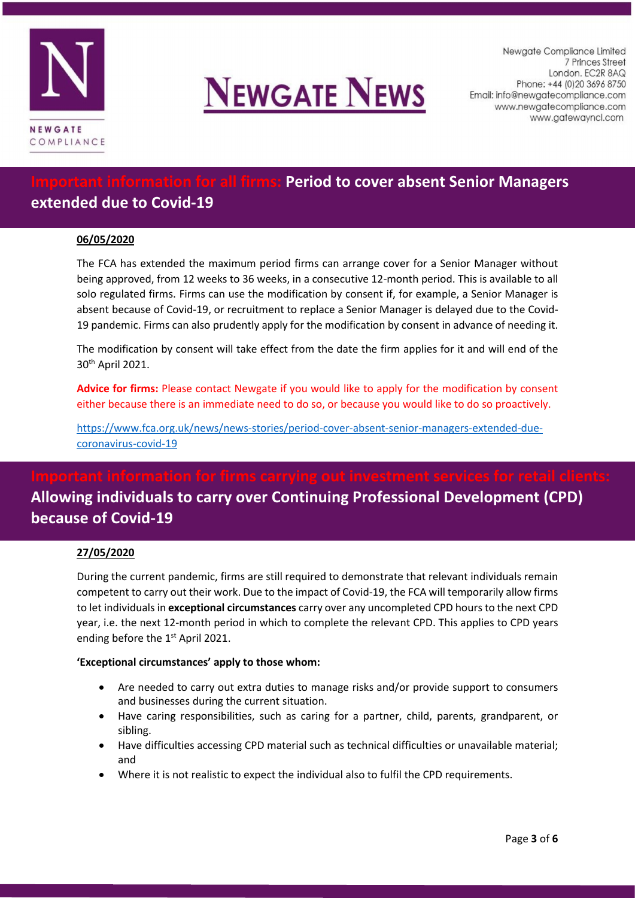## Important information for all firms: Period to cover absent Senior Managers extended due to Covid-19

**06/05/2020**

The FCA has extended the maximum period firms can arrange cover for a Senior Manager without being approved, from 12 weeks to 36 weeks, in a consecutive 12-month period. This is available to all solo regulated firms. Firms can use the modification by consent if, for example, a Senior Manager is absent because of Covid-19, or recruitment to replace a Senior Manager is delayed due to the Covid-19 pandemic. Firms can also prudently apply for the modification by consent in advance of needing it.

The modification by consent will take effect from the date the firm applies for it and will end of the 30th April 2021.

**Advice for firms:** Please contact Newgate if you would like to apply for the modification by consent either because there is an immediate need to do so, or because you would like to do so proactively.

https://www.fca.org.uk/news/news-stories/period-cover-absent-senior-managers-extended-due-coronavirus-covid-19

## Important information for firms carrying out investment services for retail clients: Allowing individuals to carry over Continuing Professional Development (CPD) because of Covid-19

**27/05/2020**

During the current pandemic, firms are still required to demonstrate that relevant individuals remain competent to carry out their work. Due to the impact of Covid-19, the FCA will temporarily allow firms to let individuals in **exceptional circumstances** carry over any uncompleted CPD hours to the next CPD year, i.e. the next 12-month period in which to complete the relevant CPD. This applies to CPD years ending before the 1st April 2021.

**'Exceptional circumstances' apply to those whom:**

- Are needed to carry out extra duties to manage risks and/or provide support to consumers and businesses during the current situation.
- Have caring responsibilities, such as caring for a partner, child, parents, grandparent, or sibling.
- Have difficulties accessing CPD material such as technical difficulties or unavailable material; and
- Where it is not realistic to expect the individual also to fulfil the CPD requirements.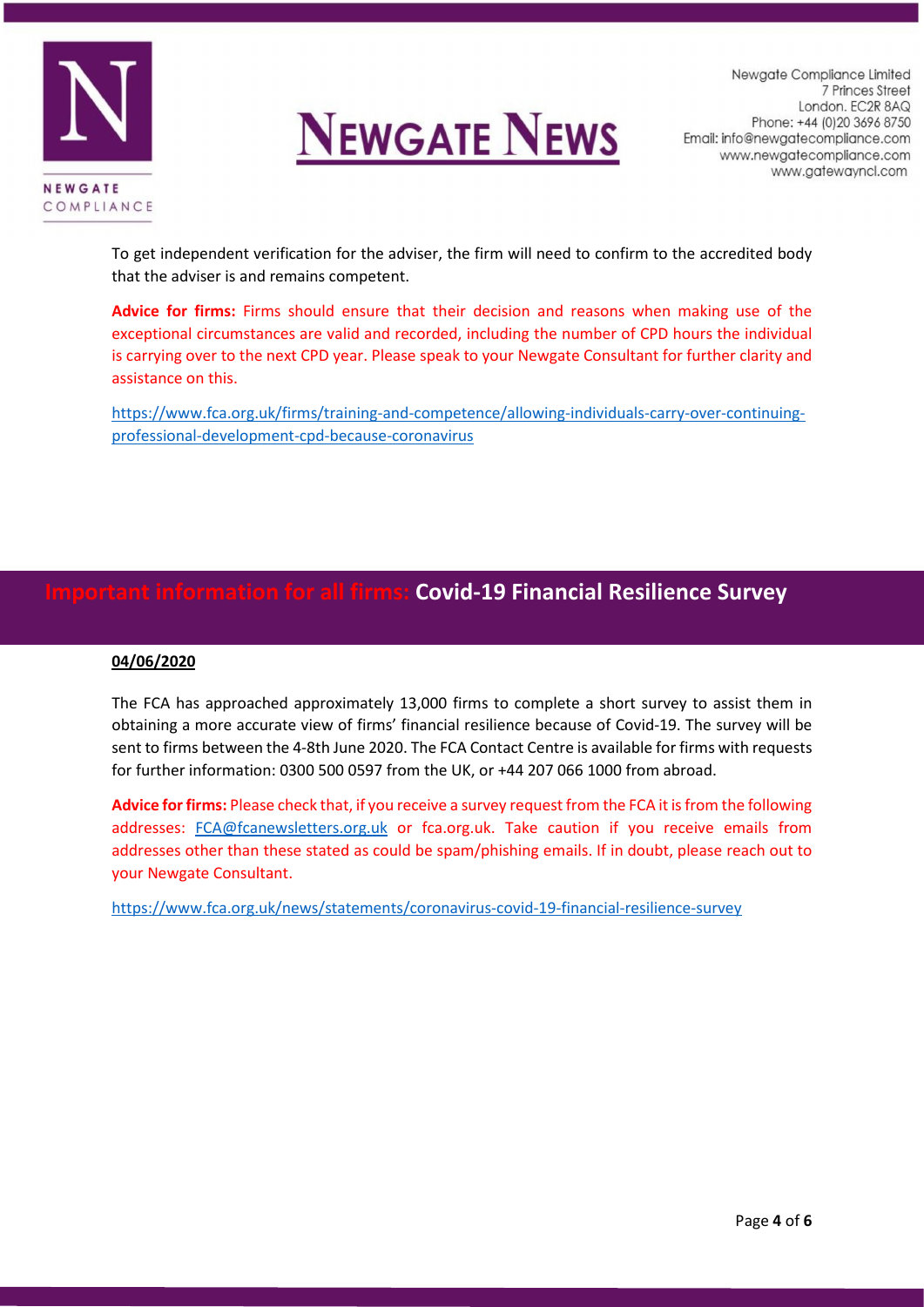To get independent verification for the adviser, the firm will need to confirm to the accredited body that the adviser is and remains competent.

**Advice for firms:** Firms should ensure that their decision and reasons when making use of the exceptional circumstances are valid and recorded, including the number of CPD hours the individual is carrying over to the next CPD year. Please speak to your Newgate Consultant for further clarity and assistance on this.

https://www.fca.org.uk/firms/training-and-competence/allowing-individuals-carry-over-continuing-professional-development-cpd-because-coronavirus

## Important information for all firms: Covid-19 Financial Resilience Survey

**04/06/2020**

The FCA has approached approximately 13,000 firms to complete a short survey to assist them in obtaining a more accurate view of firms' financial resilience because of Covid-19. The survey will be sent to firms between the 4-8th June 2020. The FCA Contact Centre is available for firms with requests for further information: 0300 500 0597 from the UK, or +44 207 066 1000 from abroad.

**Advice for firms:** Please check that, if you receive a survey request from the FCA it is from the following addresses: FCA@fcanewsletters.org.uk or fca.org.uk. Take caution if you receive emails from addresses other than these stated as could be spam/phishing emails. If in doubt, please reach out to your Newgate Consultant.

https://www.fca.org.uk/news/statements/coronavirus-covid-19-financial-resilience-survey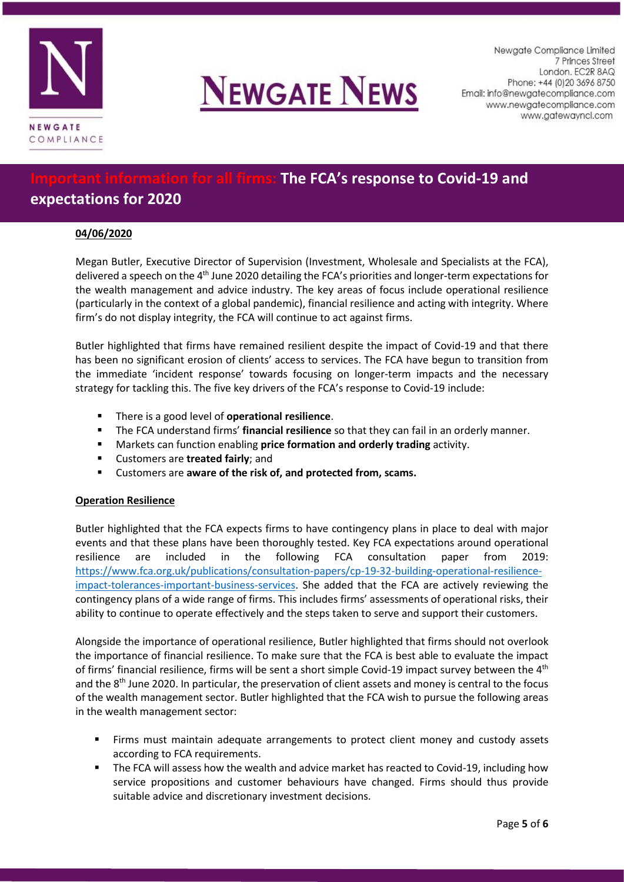# Important information for all firms: The FCA's response to Covid-19 and expectations for 2020

**04/06/2020**

Megan Butler, Executive Director of Supervision (Investment, Wholesale and Specialists at the FCA), delivered a speech on the 4th June 2020 detailing the FCA's priorities and longer-term expectations for the wealth management and advice industry. The key areas of focus include operational resilience (particularly in the context of a global pandemic), financial resilience and acting with integrity. Where firm's do not display integrity, the FCA will continue to act against firms.

Butler highlighted that firms have remained resilient despite the impact of Covid-19 and that there has been no significant erosion of clients' access to services. The FCA have begun to transition from the immediate 'incident response' towards focusing on longer-term impacts and the necessary strategy for tackling this. The five key drivers of the FCA's response to Covid-19 include:

- There is a good level of **operational resilience**.
- The FCA understand firms' **financial resilience** so that they can fail in an orderly manner.
- Markets can function enabling **price formation and orderly trading** activity.
- Customers are **treated fairly**; and
- Customers are **aware of the risk of, and protected from, scams.**

**Operation Resilience**

Butler highlighted that the FCA expects firms to have contingency plans in place to deal with major events and that these plans have been thoroughly tested. Key FCA expectations around operational resilience are included in the following FCA consultation paper from 2019: https://www.fca.org.uk/publications/consultation-papers/cp-19-32-building-operational-resilience-impact-tolerances-important-business-services. She added that the FCA are actively reviewing the contingency plans of a wide range of firms. This includes firms' assessments of operational risks, their ability to continue to operate effectively and the steps taken to serve and support their customers.

Alongside the importance of operational resilience, Butler highlighted that firms should not overlook the importance of financial resilience. To make sure that the FCA is best able to evaluate the impact of firms' financial resilience, firms will be sent a short simple Covid-19 impact survey between the 4th and the 8th June 2020. In particular, the preservation of client assets and money is central to the focus of the wealth management sector. Butler highlighted that the FCA wish to pursue the following areas in the wealth management sector:

- Firms must maintain adequate arrangements to protect client money and custody assets according to FCA requirements.
- The FCA will assess how the wealth and advice market has reacted to Covid-19, including how service propositions and customer behaviours have changed. Firms should thus provide suitable advice and discretionary investment decisions.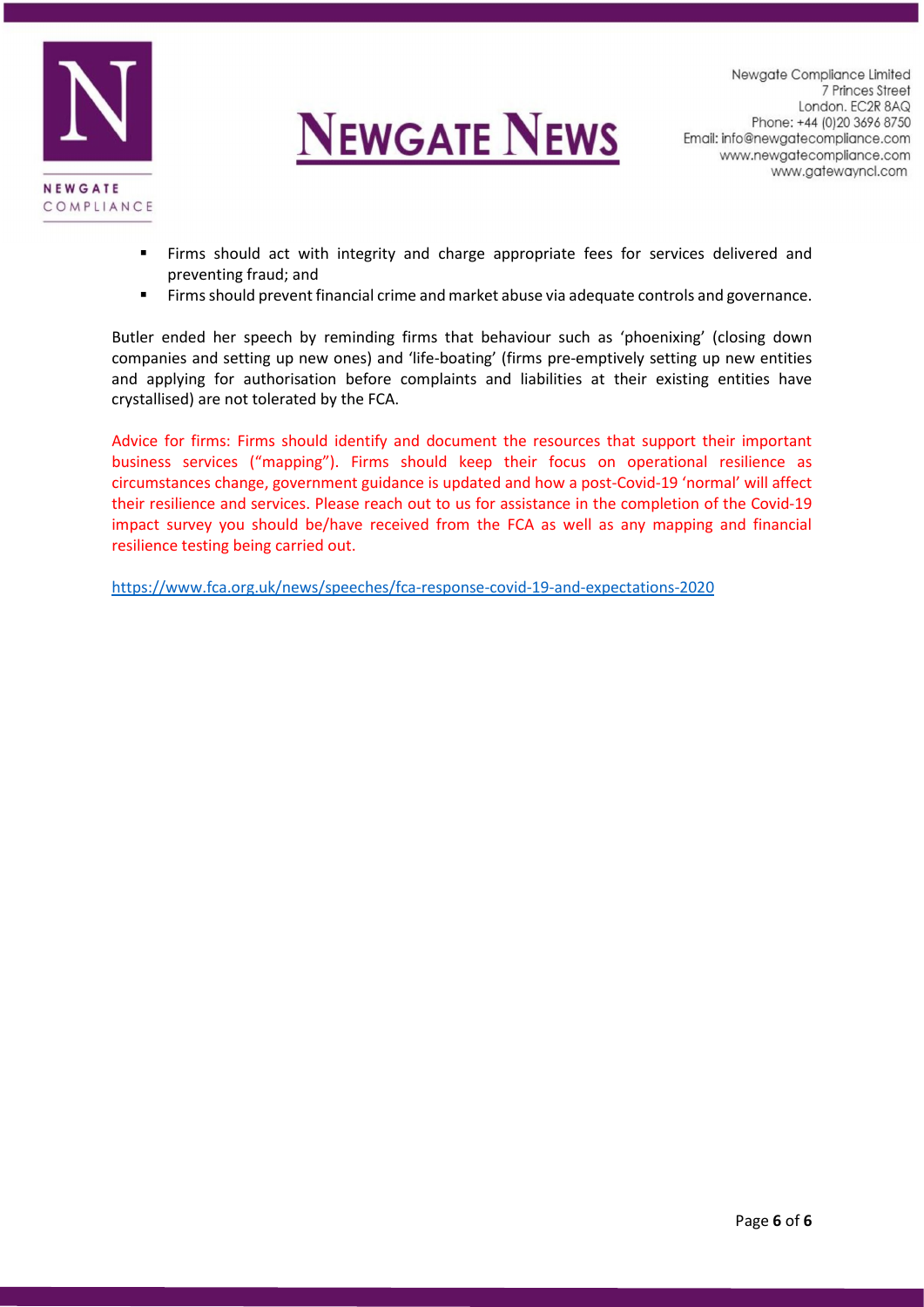- Firms should act with integrity and charge appropriate fees for services delivered and preventing fraud; and
- Firms should prevent financial crime and market abuse via adequate controls and governance.

Butler ended her speech by reminding firms that behaviour such as 'phoenixing' (closing down companies and setting up new ones) and 'life-boating' (firms pre-emptively setting up new entities and applying for authorisation before complaints and liabilities at their existing entities have crystallised) are not tolerated by the FCA.

Advice for firms: Firms should identify and document the resources that support their important business services ("mapping"). Firms should keep their focus on operational resilience as circumstances change, government guidance is updated and how a post-Covid-19 'normal' will affect their resilience and services. Please reach out to us for assistance in the completion of the Covid-19 impact survey you should be/have received from the FCA as well as any mapping and financial resilience testing being carried out.

https://www.fca.org.uk/news/speeches/fca-response-covid-19-and-expectations-2020